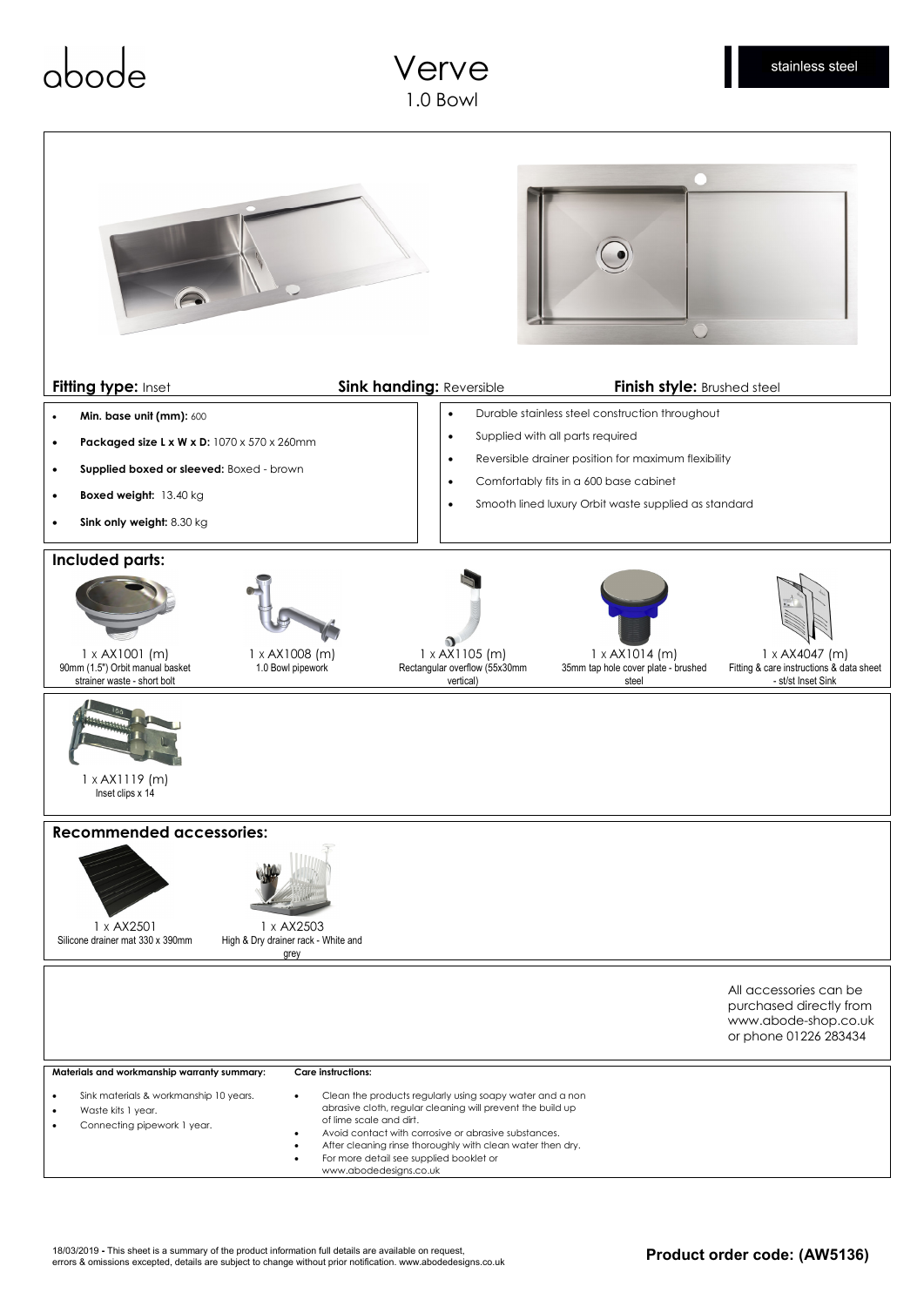abode

# Verve

1.0 Bowl

stainless steel

**Fitting type:** Inset

**Sink handing:** Reversible

**Finish style:** Brushed steel

- **Min. base unit (mm):** 600
- **Packaged size L x W x D:** 1070 x 570 x 260mm
- **Supplied boxed or sleeved:** Boxed - brown
- **Boxed weight:** 13.40 kg
- **Sink only weight:** 8.30 kg

- Durable stainless steel construction throughout
- Supplied with all parts required
- Reversible drainer position for maximum flexibility
- Comfortably fits in a 600 base cabinet
- Smooth lined luxury Orbit waste supplied as standard

## Included parts:

1 x AX1001 (m)
90mm (1.5") Orbit manual basket strainer waste - short bolt

1 x AX1008 (m)
1.0 Bowl pipework

1 x AX1105 (m)
Rectangular overflow (55x30mm vertical)

1 x AX1014 (m)
35mm tap hole cover plate - brushed steel

1 x AX4047 (m)
Fitting & care instructions & data sheet - st/st Inset Sink

1 x AX1119 (m)
Inset clips x 14

## Recommended accessories:

1 x AX2501
Silicone drainer mat 330 x 390mm

1 x AX2503
High & Dry drainer rack - White and grey

All accessories can be purchased directly from www.abode-shop.co.uk or phone 01226 283434

**Materials and workmanship warranty summary:**

- Sink materials & workmanship 10 years.
- Waste kits 1 year.
- Connecting pipework 1 year.

**Care instructions:**

- Clean the products regularly using soapy water and a non abrasive cloth, regular cleaning will prevent the build up of lime scale and dirt.
- Avoid contact with corrosive or abrasive substances.
- After cleaning rinse thoroughly with clean water then dry.
- For more detail see supplied booklet or www.abodedesigns.co.uk

18/03/2019 **-** This sheet is a summary of the product information full details are available on request, errors & omissions excepted, details are subject to change without prior notification. www.abodedesigns.co.uk

**Product order code: (AW5136)**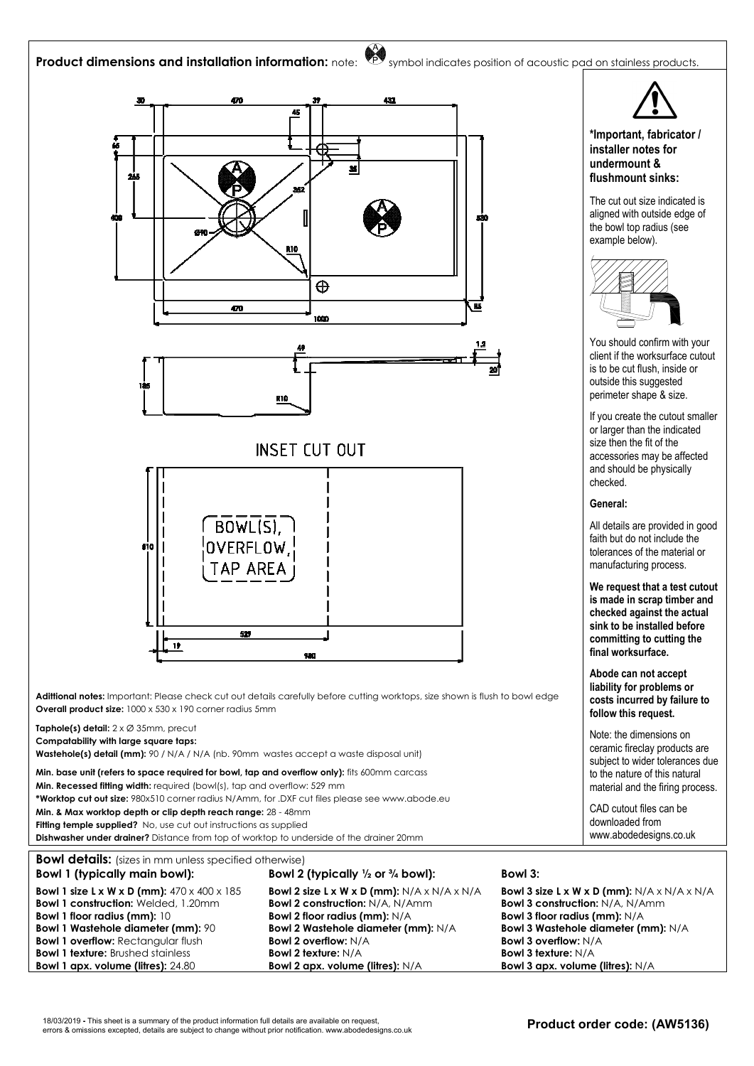**Product dimensions and installation information:** note: symbol indicates position of acoustic pad on stainless products.

30
470
39
432
45
65
265
400
35
262
530
Ø90
R10
470
15
1000
49
1.2
185
20
R10

INSET CUT OUT

BOWL(S), OVERFLOW, TAP AREA

510
529
19
980

**\*Important, fabricator / installer notes for undermount & flushmount sinks:**

The cut out size indicated is aligned with outside edge of the bowl top radius (see example below).

You should confirm with your client if the worksurface cutout is to be cut flush, inside or outside this suggested perimeter shape & size.

If you create the cutout smaller or larger than the indicated size then the fit of the accessories may be affected and should be physically checked.

**General:**

All details are provided in good faith but do not include the tolerances of the material or manufacturing process.

**We request that a test cutout is made in scrap timber and checked against the actual sink to be installed before committing to cutting the final worksurface.**

**Abode can not accept liability for problems or costs incurred by failure to follow this request.**

Note: the dimensions on ceramic fireclay products are subject to wider tolerances due to the nature of this natural material and the firing process.

CAD cutout files can be downloaded from www.abodedesigns.co.uk

**Adittional notes:** Important: Please check cut out details carefully before cutting worktops, size shown is flush to bowl edge
**Overall product size:** 1000 x 530 x 190 corner radius 5mm

**Taphole(s) detail:** 2 x Ø 35mm, precut
**Compatability with large square taps:**
**Wastehole(s) detail (mm):** 90 / N/A / N/A (nb. 90mm wastes accept a waste disposal unit)

**Min. base unit (refers to space required for bowl, tap and overflow only):** fits 600mm carcass
**Min. Recessed fitting width:** required (bowl(s), tap and overflow: 529 mm
**\*Worktop cut out size:** 980x510 corner radius N/Amm, for .DXF cut files please see www.abode.eu
**Min. & Max worktop depth or clip depth reach range:** 28 - 48mm
**Fitting temple supplied?** No, use cut out instructions as supplied
**Dishwasher under drainer?** Distance from top of worktop to underside of the drainer 20mm

## Bowl details: (sizes in mm unless specified otherwise)

**Bowl 1 (typically main bowl):**

**Bowl 1 size L x W x D (mm):** 470 x 400 x 185
**Bowl 1 construction:** Welded, 1.20mm
**Bowl 1 floor radius (mm):** 10
**Bowl 1 Wastehole diameter (mm):** 90
**Bowl 1 overflow:** Rectangular flush
**Bowl 1 texture:** Brushed stainless
**Bowl 1 apx. volume (litres):** 24.80

**Bowl 2 (typically ½ or ¾ bowl):**

**Bowl 2 size L x W x D (mm):** N/A x N/A x N/A
**Bowl 2 construction:** N/A, N/Amm
**Bowl 2 floor radius (mm):** N/A
**Bowl 2 Wastehole diameter (mm):** N/A
**Bowl 2 overflow:** N/A
**Bowl 2 texture:** N/A
**Bowl 2 apx. volume (litres):** N/A

**Bowl 3:**

**Bowl 3 size L x W x D (mm):** N/A x N/A x N/A
**Bowl 3 construction:** N/A, N/Amm
**Bowl 3 floor radius (mm):** N/A
**Bowl 3 Wastehole diameter (mm):** N/A
**Bowl 3 overflow:** N/A
**Bowl 3 texture:** N/A
**Bowl 3 apx. volume (litres):** N/A

18/03/2019 - This sheet is a summary of the product information full details are available on request, errors & omissions excepted, details are subject to change without prior notification. www.abodedesigns.co.uk

**Product order code: (AW5136)**